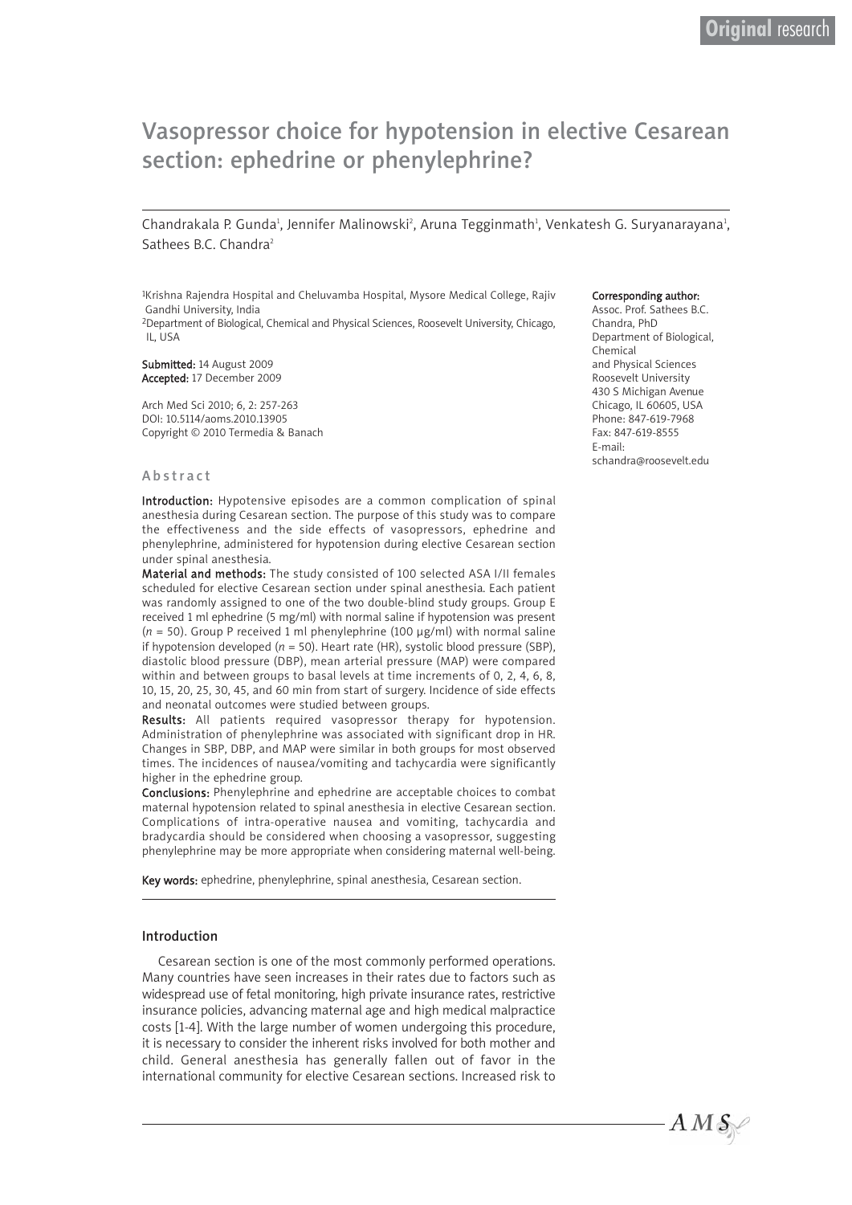# Vasopressor choice for hypotension in elective Cesarean section: ephedrine or phenylephrine?

Chandrakala P. Gunda[1], Jennifer Malinowski[2], Aruna Tegginmath[1], Venkatesh G. Suryanarayana[1], Sathees B.C. Chandra[2]

[1]Krishna Rajendra Hospital and Cheluvamba Hospital, Mysore Medical College, Rajiv Gandhi University, India
[2]Department of Biological, Chemical and Physical Sciences, Roosevelt University, Chicago, IL, USA

**Submitted:** 14 August 2009
**Accepted:** 17 December 2009

Arch Med Sci 2010; 6, 2: 257-263
DOI: 10.5114/aoms.2010.13905
Copyright © 2010 Termedia & Banach

**Corresponding author:**
Assoc. Prof. Sathees B.C. Chandra, PhD
Department of Biological, Chemical and Physical Sciences
Roosevelt University
430 S Michigan Avenue
Chicago, IL 60605, USA
Phone: 847-619-7968
Fax: 847-619-8555
E-mail: schandra@roosevelt.edu

## Abstract

**Introduction:** Hypotensive episodes are a common complication of spinal anesthesia during Cesarean section. The purpose of this study was to compare the effectiveness and the side effects of vasopressors, ephedrine and phenylephrine, administered for hypotension during elective Cesarean section under spinal anesthesia.

**Material and methods:** The study consisted of 100 selected ASA I/II females scheduled for elective Cesarean section under spinal anesthesia. Each patient was randomly assigned to one of the two double-blind study groups. Group E received 1 ml ephedrine (5 mg/ml) with normal saline if hypotension was present ($n$ = 50). Group P received 1 ml phenylephrine (100 μg/ml) with normal saline if hypotension developed ($n$ = 50). Heart rate (HR), systolic blood pressure (SBP), diastolic blood pressure (DBP), mean arterial pressure (MAP) were compared within and between groups to basal levels at time increments of 0, 2, 4, 6, 8, 10, 15, 20, 25, 30, 45, and 60 min from start of surgery. Incidence of side effects and neonatal outcomes were studied between groups.

**Results:** All patients required vasopressor therapy for hypotension. Administration of phenylephrine was associated with significant drop in HR. Changes in SBP, DBP, and MAP were similar in both groups for most observed times. The incidences of nausea/vomiting and tachycardia were significantly higher in the ephedrine group.

**Conclusions:** Phenylephrine and ephedrine are acceptable choices to combat maternal hypotension related to spinal anesthesia in elective Cesarean section. Complications of intra-operative nausea and vomiting, tachycardia and bradycardia should be considered when choosing a vasopressor, suggesting phenylephrine may be more appropriate when considering maternal well-being.

**Key words:** ephedrine, phenylephrine, spinal anesthesia, Cesarean section.

## Introduction

Cesarean section is one of the most commonly performed operations. Many countries have seen increases in their rates due to factors such as widespread use of fetal monitoring, high private insurance rates, restrictive insurance policies, advancing maternal age and high medical malpractice costs [1-4]. With the large number of women undergoing this procedure, it is necessary to consider the inherent risks involved for both mother and child. General anesthesia has generally fallen out of favor in the international community for elective Cesarean sections. Increased risk to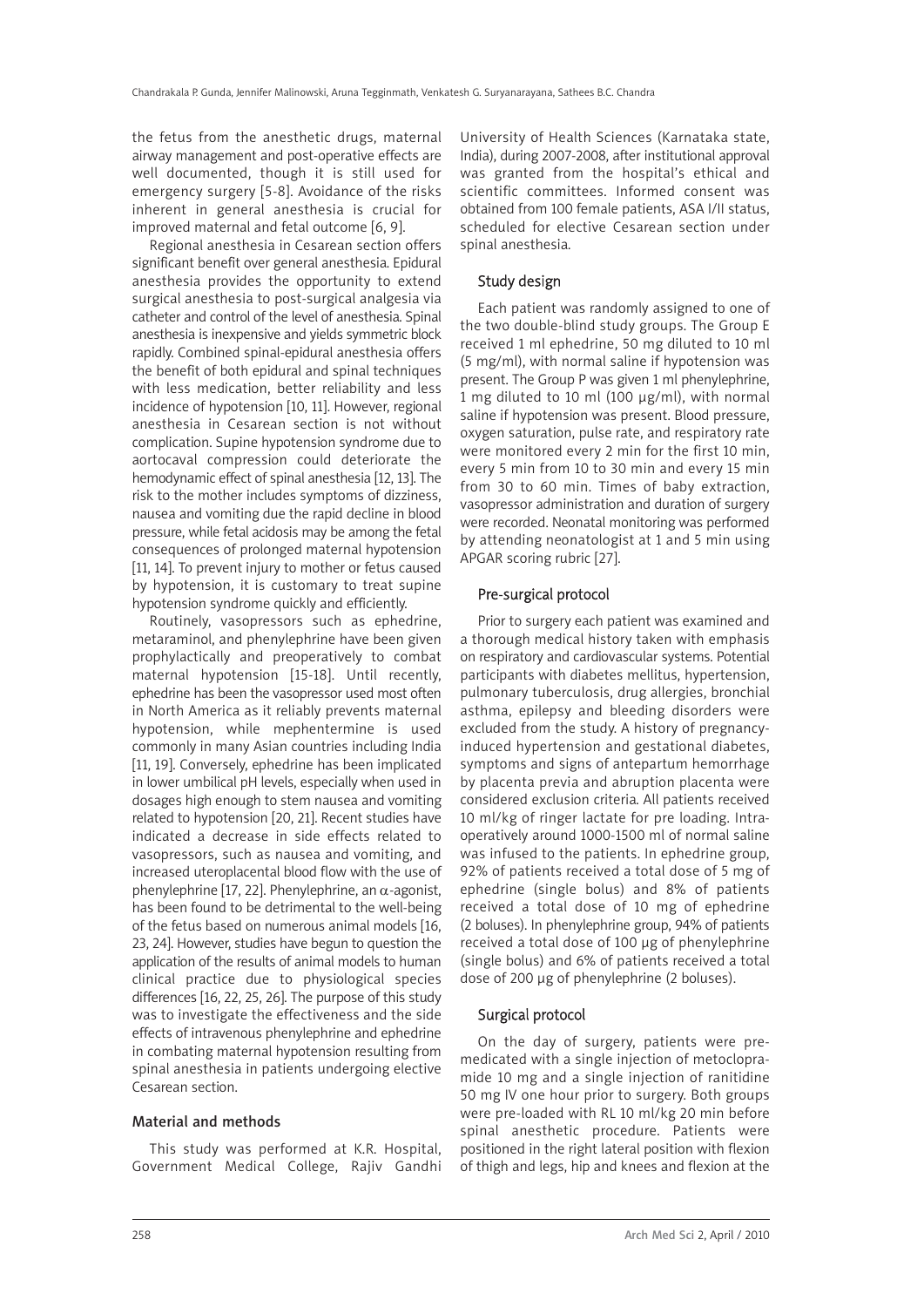the fetus from the anesthetic drugs, maternal airway management and post-operative effects are well documented, though it is still used for emergency surgery [5-8]. Avoidance of the risks inherent in general anesthesia is crucial for improved maternal and fetal outcome [6, 9].

Regional anesthesia in Cesarean section offers significant benefit over general anesthesia. Epidural anesthesia provides the opportunity to extend surgical anesthesia to post-surgical analgesia via catheter and control of the level of anesthesia. Spinal anesthesia is inexpensive and yields symmetric block rapidly. Combined spinal-epidural anesthesia offers the benefit of both epidural and spinal techniques with less medication, better reliability and less incidence of hypotension [10, 11]. However, regional anesthesia in Cesarean section is not without complication. Supine hypotension syndrome due to aortocaval compression could deteriorate the hemodynamic effect of spinal anesthesia [12, 13]. The risk to the mother includes symptoms of dizziness, nausea and vomiting due the rapid decline in blood pressure, while fetal acidosis may be among the fetal consequences of prolonged maternal hypotension [11, 14]. To prevent injury to mother or fetus caused by hypotension, it is customary to treat supine hypotension syndrome quickly and efficiently.

Routinely, vasopressors such as ephedrine, metaraminol, and phenylephrine have been given prophylactically and preoperatively to combat maternal hypotension [15-18]. Until recently, ephedrine has been the vasopressor used most often in North America as it reliably prevents maternal hypotension, while mephentermine is used commonly in many Asian countries including India [11, 19]. Conversely, ephedrine has been implicated in lower umbilical pH levels, especially when used in dosages high enough to stem nausea and vomiting related to hypotension [20, 21]. Recent studies have indicated a decrease in side effects related to vasopressors, such as nausea and vomiting, and increased uteroplacental blood flow with the use of phenylephrine [17, 22]. Phenylephrine, an $\alpha$-agonist, has been found to be detrimental to the well-being of the fetus based on numerous animal models [16, 23, 24]. However, studies have begun to question the application of the results of animal models to human clinical practice due to physiological species differences [16, 22, 25, 26]. The purpose of this study was to investigate the effectiveness and the side effects of intravenous phenylephrine and ephedrine in combating maternal hypotension resulting from spinal anesthesia in patients undergoing elective Cesarean section.

## Material and methods

This study was performed at K.R. Hospital, Government Medical College, Rajiv Gandhi University of Health Sciences (Karnataka state, India), during 2007-2008, after institutional approval was granted from the hospital's ethical and scientific committees. Informed consent was obtained from 100 female patients, ASA I/II status, scheduled for elective Cesarean section under spinal anesthesia.

### Study design

Each patient was randomly assigned to one of the two double-blind study groups. The Group E received 1 ml ephedrine, 50 mg diluted to 10 ml (5 mg/ml), with normal saline if hypotension was present. The Group P was given 1 ml phenylephrine, 1 mg diluted to 10 ml (100 µg/ml), with normal saline if hypotension was present. Blood pressure, oxygen saturation, pulse rate, and respiratory rate were monitored every 2 min for the first 10 min, every 5 min from 10 to 30 min and every 15 min from 30 to 60 min. Times of baby extraction, vasopressor administration and duration of surgery were recorded. Neonatal monitoring was performed by attending neonatologist at 1 and 5 min using APGAR scoring rubric [27].

### Pre-surgical protocol

Prior to surgery each patient was examined and a thorough medical history taken with emphasis on respiratory and cardiovascular systems. Potential participants with diabetes mellitus, hypertension, pulmonary tuberculosis, drug allergies, bronchial asthma, epilepsy and bleeding disorders were excluded from the study. A history of pregnancy-induced hypertension and gestational diabetes, symptoms and signs of antepartum hemorrhage by placenta previa and abruption placenta were considered exclusion criteria. All patients received 10 ml/kg of ringer lactate for pre loading. Intraoperatively around 1000-1500 ml of normal saline was infused to the patients. In ephedrine group, 92% of patients received a total dose of 5 mg of ephedrine (single bolus) and 8% of patients received a total dose of 10 mg of ephedrine (2 boluses). In phenylephrine group, 94% of patients received a total dose of 100 µg of phenylephrine (single bolus) and 6% of patients received a total dose of 200 µg of phenylephrine (2 boluses).

### Surgical protocol

On the day of surgery, patients were premedicated with a single injection of metoclopramide 10 mg and a single injection of ranitidine 50 mg IV one hour prior to surgery. Both groups were pre-loaded with RL 10 ml/kg 20 min before spinal anesthetic procedure. Patients were positioned in the right lateral position with flexion of thigh and legs, hip and knees and flexion at the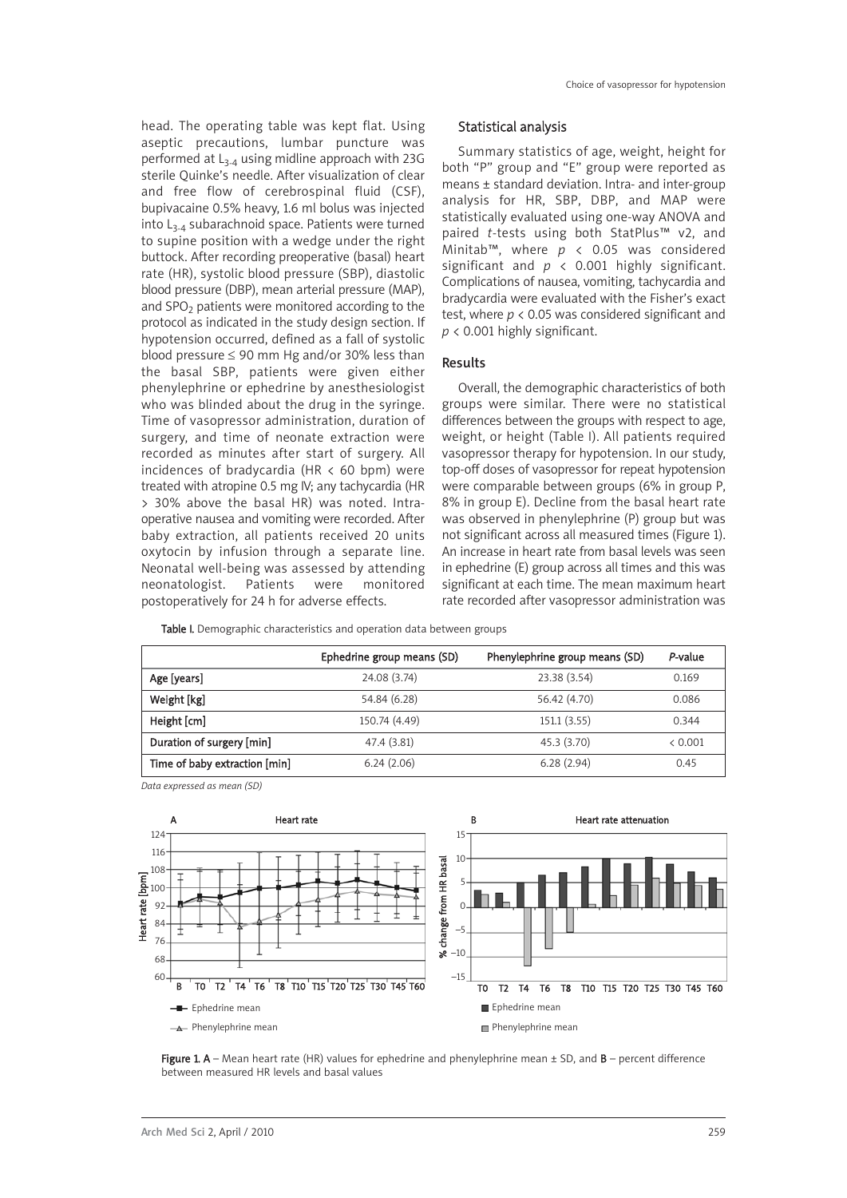head. The operating table was kept flat. Using aseptic precautions, lumbar puncture was performed at $L_{3-4}$ using midline approach with 23G sterile Quinke's needle. After visualization of clear and free flow of cerebrospinal fluid (CSF), bupivacaine 0.5% heavy, 1.6 ml bolus was injected into $L_{3-4}$ subarachnoid space. Patients were turned to supine position with a wedge under the right buttock. After recording preoperative (basal) heart rate (HR), systolic blood pressure (SBP), diastolic blood pressure (DBP), mean arterial pressure (MAP), and $SPO_2$ patients were monitored according to the protocol as indicated in the study design section. If hypotension occurred, defined as a fall of systolic blood pressure ≤ 90 mm Hg and/or 30% less than the basal SBP, patients were given either phenylephrine or ephedrine by anesthesiologist who was blinded about the drug in the syringe. Time of vasopressor administration, duration of surgery, and time of neonate extraction were recorded as minutes after start of surgery. All incidences of bradycardia (HR < 60 bpm) were treated with atropine 0.5 mg IV; any tachycardia (HR > 30% above the basal HR) was noted. Intraoperative nausea and vomiting were recorded. After baby extraction, all patients received 20 units oxytocin by infusion through a separate line. Neonatal well-being was assessed by attending neonatologist. Patients were monitored postoperatively for 24 h for adverse effects.

## Statistical analysis

Summary statistics of age, weight, height for both "P" group and "E" group were reported as means ± standard deviation. Intra- and inter-group analysis for HR, SBP, DBP, and MAP were statistically evaluated using one-way ANOVA and paired *t*-tests using both StatPlus™ v2, and Minitab™, where $p < 0.05$ was considered significant and $p < 0.001$ highly significant. Complications of nausea, vomiting, tachycardia and bradycardia were evaluated with the Fisher's exact test, where $p < 0.05$ was considered significant and $p < 0.001$ highly significant.

## Results

Overall, the demographic characteristics of both groups were similar. There were no statistical differences between the groups with respect to age, weight, or height (Table I). All patients required vasopressor therapy for hypotension. In our study, top-off doses of vasopressor for repeat hypotension were comparable between groups (6% in group P, 8% in group E). Decline from the basal heart rate was observed in phenylephrine (P) group but was not significant across all measured times (Figure 1). An increase in heart rate from basal levels was seen in ephedrine (E) group across all times and this was significant at each time. The mean maximum heart rate recorded after vasopressor administration was

**Table I.** Demographic characteristics and operation data between groups

| | Ephedrine group means (SD) | Phenylephrine group means (SD) | *P*-value |
|---|---|---|---|
| Age [years] | 24.08 (3.74) | 23.38 (3.54) | 0.169 |
| Weight [kg] | 54.84 (6.28) | 56.42 (4.70) | 0.086 |
| Height [cm] | 150.74 (4.49) | 151.1 (3.55) | 0.344 |
| Duration of surgery [min] | 47.4 (3.81) | 45.3 (3.70) | < 0.001 |
| Time of baby extraction [min] | 6.24 (2.06) | 6.28 (2.94) | 0.45 |

*Data expressed as mean (SD)*

**Figure 1. A** – Mean heart rate (HR) values for ephedrine and phenylephrine mean ± SD, and **B** – percent difference between measured HR levels and basal values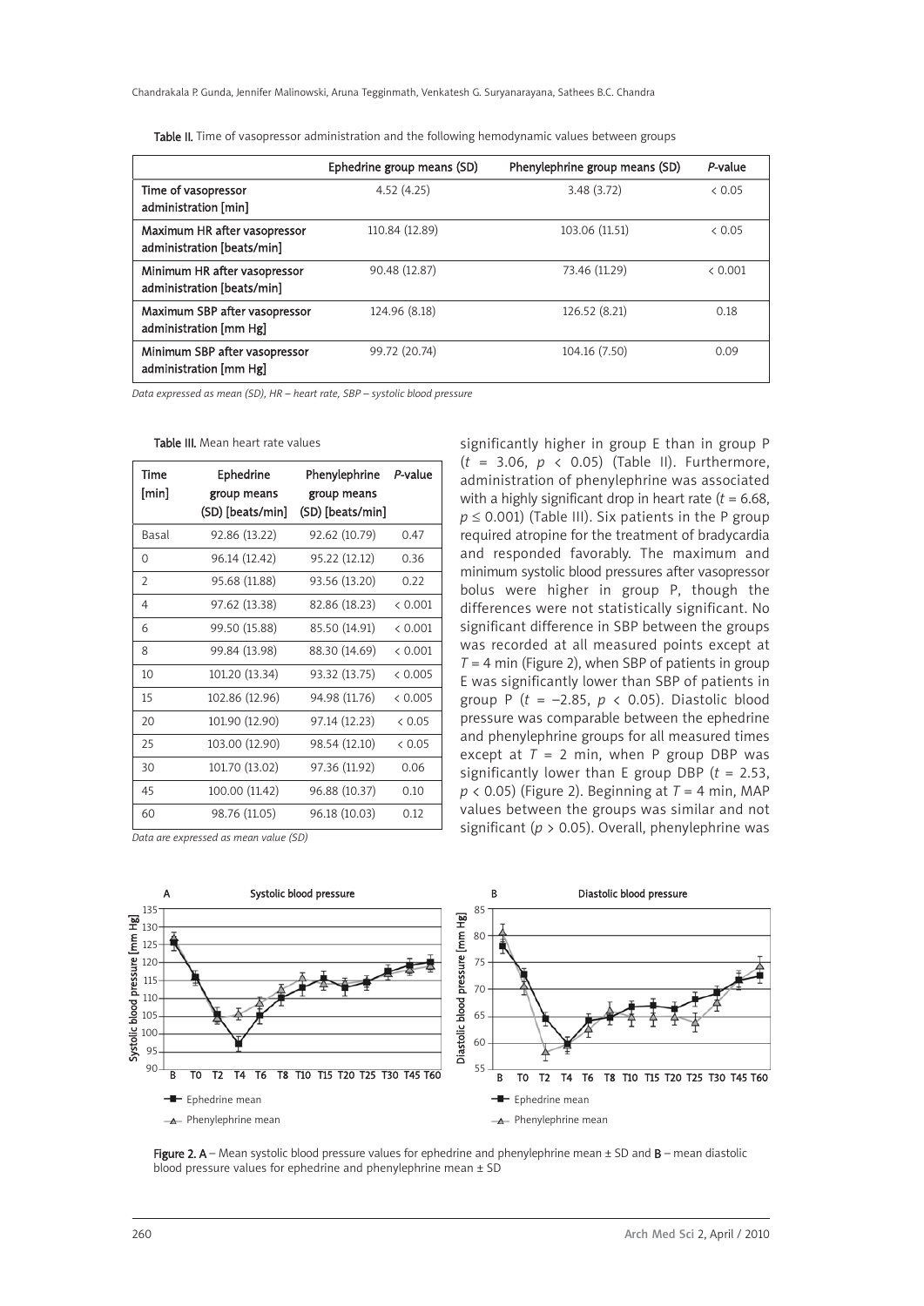Table II. Time of vasopressor administration and the following hemodynamic values between groups

| | Ephedrine group means (SD) | Phenylephrine group means (SD) | *P*-value |
|---|---|---|---|
| Time of vasopressor administration [min] | 4.52 (4.25) | 3.48 (3.72) | < 0.05 |
| Maximum HR after vasopressor administration [beats/min] | 110.84 (12.89) | 103.06 (11.51) | < 0.05 |
| Minimum HR after vasopressor administration [beats/min] | 90.48 (12.87) | 73.46 (11.29) | < 0.001 |
| Maximum SBP after vasopressor administration [mm Hg] | 124.96 (8.18) | 126.52 (8.21) | 0.18 |
| Minimum SBP after vasopressor administration [mm Hg] | 99.72 (20.74) | 104.16 (7.50) | 0.09 |

*Data expressed as mean (SD), HR – heart rate, SBP – systolic blood pressure*

Table III. Mean heart rate values

| Time [min] | Ephedrine group means (SD) [beats/min] | Phenylephrine group means (SD) [beats/min] | *P*-value |
|---|---|---|---|
| Basal | 92.86 (13.22) | 92.62 (10.79) | 0.47 |
| 0 | 96.14 (12.42) | 95.22 (12.12) | 0.36 |
| 2 | 95.68 (11.88) | 93.56 (13.20) | 0.22 |
| 4 | 97.62 (13.38) | 82.86 (18.23) | < 0.001 |
| 6 | 99.50 (15.88) | 85.50 (14.91) | < 0.001 |
| 8 | 99.84 (13.98) | 88.30 (14.69) | < 0.001 |
| 10 | 101.20 (13.34) | 93.32 (13.75) | < 0.005 |
| 15 | 102.86 (12.96) | 94.98 (11.76) | < 0.005 |
| 20 | 101.90 (12.90) | 97.14 (12.23) | < 0.05 |
| 25 | 103.00 (12.90) | 98.54 (12.10) | < 0.05 |
| 30 | 101.70 (13.02) | 97.36 (11.92) | 0.06 |
| 45 | 100.00 (11.42) | 96.88 (10.37) | 0.10 |
| 60 | 98.76 (11.05) | 96.18 (10.03) | 0.12 |

*Data are expressed as mean value (SD)*

significantly higher in group E than in group P ($t$ = 3.06, $p$ < 0.05) (Table II). Furthermore, administration of phenylephrine was associated with a highly significant drop in heart rate ($t$ = 6.68, $p \leq 0.001$) (Table III). Six patients in the P group required atropine for the treatment of bradycardia and responded favorably. The maximum and minimum systolic blood pressures after vasopressor bolus were higher in group P, though the differences were not statistically significant. No significant difference in SBP between the groups was recorded at all measured points except at $T$ = 4 min (Figure 2), when SBP of patients in group E was significantly lower than SBP of patients in group P ($t$ = –2.85, $p$ < 0.05). Diastolic blood pressure was comparable between the ephedrine and phenylephrine groups for all measured times except at $T$ = 2 min, when P group DBP was significantly lower than E group DBP ($t$ = 2.53, $p$ < 0.05) (Figure 2). Beginning at $T$ = 4 min, MAP values between the groups was similar and not significant ($p$ > 0.05). Overall, phenylephrine was

A Systolic blood pressure

Systolic blood pressure [mm Hg]

135
130
125
120
115
110
105
100
95
90

B T0 T2 T4 T6 T8 T10 T15 T20 T25 T30 T45 T60

Ephedrine mean
Phenylephrine mean

B Diastolic blood pressure

Diastolic blood pressure [mm Hg]

85
80
75
70
65
60
55

B T0 T2 T4 T6 T8 T10 T15 T20 T25 T30 T45 T60

Ephedrine mean
Phenylephrine mean

Figure 2. A – Mean systolic blood pressure values for ephedrine and phenylephrine mean ± SD and B – mean diastolic blood pressure values for ephedrine and phenylephrine mean ± SD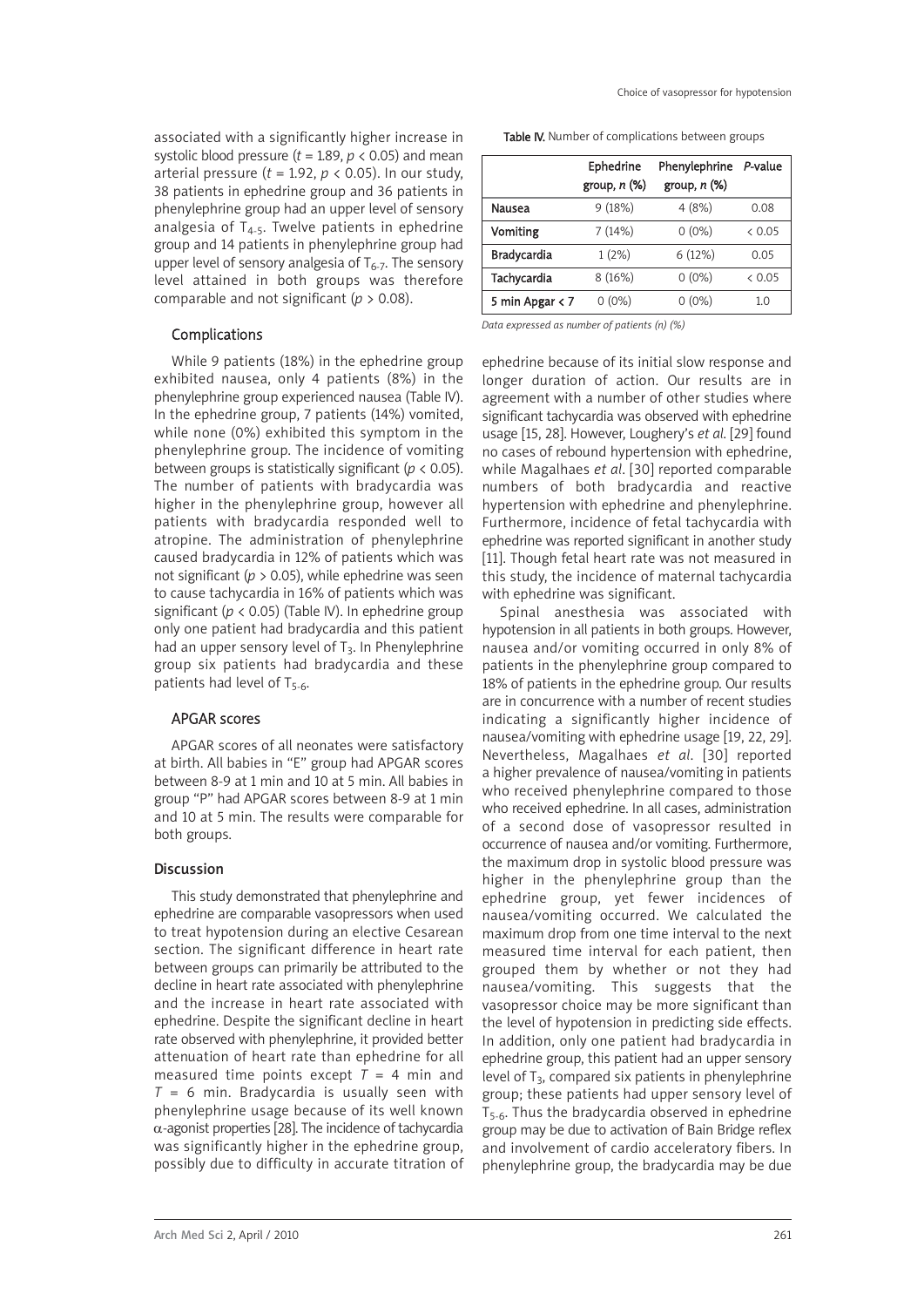associated with a significantly higher increase in systolic blood pressure ($t = 1.89$, $p < 0.05$) and mean arterial pressure ($t = 1.92$, $p < 0.05$). In our study, 38 patients in ephedrine group and 36 patients in phenylephrine group had an upper level of sensory analgesia of $T_{4-5}$. Twelve patients in ephedrine group and 14 patients in phenylephrine group had upper level of sensory analgesia of $T_{6-7}$. The sensory level attained in both groups was therefore comparable and not significant ($p > 0.08$).

### Complications

While 9 patients (18%) in the ephedrine group exhibited nausea, only 4 patients (8%) in the phenylephrine group experienced nausea (Table IV). In the ephedrine group, 7 patients (14%) vomited, while none (0%) exhibited this symptom in the phenylephrine group. The incidence of vomiting between groups is statistically significant ($p < 0.05$). The number of patients with bradycardia was higher in the phenylephrine group, however all patients with bradycardia responded well to atropine. The administration of phenylephrine caused bradycardia in 12% of patients which was not significant ($p > 0.05$), while ephedrine was seen to cause tachycardia in 16% of patients which was significant ($p < 0.05$) (Table IV). In ephedrine group only one patient had bradycardia and this patient had an upper sensory level of $T_3$. In Phenylephrine group six patients had bradycardia and these patients had level of $T_{5-6}$.

**Table IV.** Number of complications between groups

| | Ephedrine group, *n* (%) | Phenylephrine group, *n* (%) | *P*-value |
|---|---|---|---|
| Nausea | 9 (18%) | 4 (8%) | 0.08 |
| Vomiting | 7 (14%) | 0 (0%) | < 0.05 |
| Bradycardia | 1 (2%) | 6 (12%) | 0.05 |
| Tachycardia | 8 (16%) | 0 (0%) | < 0.05 |
| 5 min Apgar < 7 | 0 (0%) | 0 (0%) | 1.0 |

*Data expressed as number of patients (n) (%)*

### APGAR scores

APGAR scores of all neonates were satisfactory at birth. All babies in "E" group had APGAR scores between 8-9 at 1 min and 10 at 5 min. All babies in group "P" had APGAR scores between 8-9 at 1 min and 10 at 5 min. The results were comparable for both groups.

## Discussion

This study demonstrated that phenylephrine and ephedrine are comparable vasopressors when used to treat hypotension during an elective Cesarean section. The significant difference in heart rate between groups can primarily be attributed to the decline in heart rate associated with phenylephrine and the increase in heart rate associated with ephedrine. Despite the significant decline in heart rate observed with phenylephrine, it provided better attenuation of heart rate than ephedrine for all measured time points except $T = 4$ min and $T = 6$ min. Bradycardia is usually seen with phenylephrine usage because of its well known $\alpha$-agonist properties [28]. The incidence of tachycardia was significantly higher in the ephedrine group, possibly due to difficulty in accurate titration of ephedrine because of its initial slow response and longer duration of action. Our results are in agreement with a number of other studies where significant tachycardia was observed with ephedrine usage [15, 28]. However, Loughery's *et al*. [29] found no cases of rebound hypertension with ephedrine, while Magalhaes *et al*. [30] reported comparable numbers of both bradycardia and reactive hypertension with ephedrine and phenylephrine. Furthermore, incidence of fetal tachycardia with ephedrine was reported significant in another study [11]. Though fetal heart rate was not measured in this study, the incidence of maternal tachycardia with ephedrine was significant.

Spinal anesthesia was associated with hypotension in all patients in both groups. However, nausea and/or vomiting occurred in only 8% of patients in the phenylephrine group compared to 18% of patients in the ephedrine group. Our results are in concurrence with a number of recent studies indicating a significantly higher incidence of nausea/vomiting with ephedrine usage [19, 22, 29]. Nevertheless, Magalhaes *et al*. [30] reported a higher prevalence of nausea/vomiting in patients who received phenylephrine compared to those who received ephedrine. In all cases, administration of a second dose of vasopressor resulted in occurrence of nausea and/or vomiting. Furthermore, the maximum drop in systolic blood pressure was higher in the phenylephrine group than the ephedrine group, yet fewer incidences of nausea/vomiting occurred. We calculated the maximum drop from one time interval to the next measured time interval for each patient, then grouped them by whether or not they had nausea/vomiting. This suggests that the vasopressor choice may be more significant than the level of hypotension in predicting side effects. In addition, only one patient had bradycardia in ephedrine group, this patient had an upper sensory level of $T_3$, compared six patients in phenylephrine group; these patients had upper sensory level of $T_{5-6}$. Thus the bradycardia observed in ephedrine group may be due to activation of Bain Bridge reflex and involvement of cardio acceleratory fibers. In phenylephrine group, the bradycardia may be due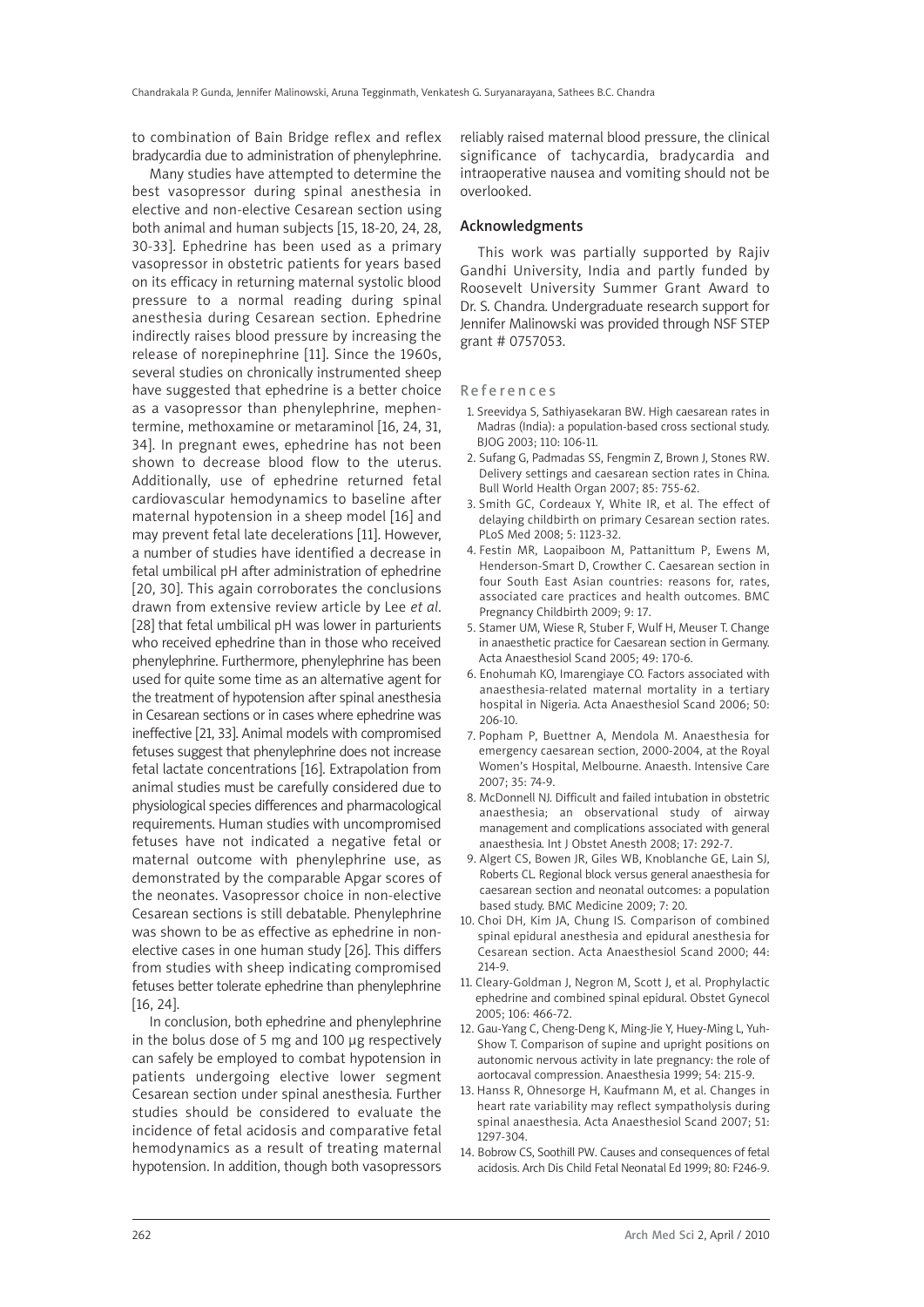to combination of Bain Bridge reflex and reflex bradycardia due to administration of phenylephrine.

Many studies have attempted to determine the best vasopressor during spinal anesthesia in elective and non-elective Cesarean section using both animal and human subjects [15, 18-20, 24, 28, 30-33]. Ephedrine has been used as a primary vasopressor in obstetric patients for years based on its efficacy in returning maternal systolic blood pressure to a normal reading during spinal anesthesia during Cesarean section. Ephedrine indirectly raises blood pressure by increasing the release of norepinephrine [11]. Since the 1960s, several studies on chronically instrumented sheep have suggested that ephedrine is a better choice as a vasopressor than phenylephrine, mephentermine, methoxamine or metaraminol [16, 24, 31, 34]. In pregnant ewes, ephedrine has not been shown to decrease blood flow to the uterus. Additionally, use of ephedrine returned fetal cardiovascular hemodynamics to baseline after maternal hypotension in a sheep model [16] and may prevent fetal late decelerations [11]. However, a number of studies have identified a decrease in fetal umbilical pH after administration of ephedrine [20, 30]. This again corroborates the conclusions drawn from extensive review article by Lee *et al*. [28] that fetal umbilical pH was lower in parturients who received ephedrine than in those who received phenylephrine. Furthermore, phenylephrine has been used for quite some time as an alternative agent for the treatment of hypotension after spinal anesthesia in Cesarean sections or in cases where ephedrine was ineffective [21, 33]. Animal models with compromised fetuses suggest that phenylephrine does not increase fetal lactate concentrations [16]. Extrapolation from animal studies must be carefully considered due to physiological species differences and pharmacological requirements. Human studies with uncompromised fetuses have not indicated a negative fetal or maternal outcome with phenylephrine use, as demonstrated by the comparable Apgar scores of the neonates. Vasopressor choice in non-elective Cesarean sections is still debatable. Phenylephrine was shown to be as effective as ephedrine in non-elective cases in one human study [26]. This differs from studies with sheep indicating compromised fetuses better tolerate ephedrine than phenylephrine [16, 24].

In conclusion, both ephedrine and phenylephrine in the bolus dose of 5 mg and 100 µg respectively can safely be employed to combat hypotension in patients undergoing elective lower segment Cesarean section under spinal anesthesia. Further studies should be considered to evaluate the incidence of fetal acidosis and comparative fetal hemodynamics as a result of treating maternal hypotension. In addition, though both vasopressors reliably raised maternal blood pressure, the clinical significance of tachycardia, bradycardia and intraoperative nausea and vomiting should not be overlooked.

## Acknowledgments

This work was partially supported by Rajiv Gandhi University, India and partly funded by Roosevelt University Summer Grant Award to Dr. S. Chandra. Undergraduate research support for Jennifer Malinowski was provided through NSF STEP grant # 0757053.

## References

1. Sreevidya S, Sathiyasekaran BW. High caesarean rates in Madras (India): a population-based cross sectional study. BJOG 2003; 110: 106-11.
2. Sufang G, Padmadas SS, Fengmin Z, Brown J, Stones RW. Delivery settings and caesarean section rates in China. Bull World Health Organ 2007; 85: 755-62.
3. Smith GC, Cordeaux Y, White IR, et al. The effect of delaying childbirth on primary Cesarean section rates. PLoS Med 2008; 5: 1123-32.
4. Festin MR, Laopaiboon M, Pattanittum P, Ewens M, Henderson-Smart D, Crowther C. Caesarean section in four South East Asian countries: reasons for, rates, associated care practices and health outcomes. BMC Pregnancy Childbirth 2009; 9: 17.
5. Stamer UM, Wiese R, Stuber F, Wulf H, Meuser T. Change in anaesthetic practice for Caesarean section in Germany. Acta Anaesthesiol Scand 2005; 49: 170-6.
6. Enohumah KO, Imarengiaye CO. Factors associated with anaesthesia-related maternal mortality in a tertiary hospital in Nigeria. Acta Anaesthesiol Scand 2006; 50: 206-10.
7. Popham P, Buettner A, Mendola M. Anaesthesia for emergency caesarean section, 2000-2004, at the Royal Women's Hospital, Melbourne. Anaesth. Intensive Care 2007; 35: 74-9.
8. McDonnell NJ. Difficult and failed intubation in obstetric anaesthesia; an observational study of airway management and complications associated with general anaesthesia. Int J Obstet Anesth 2008; 17: 292-7.
9. Algert CS, Bowen JR, Giles WB, Knoblanche GE, Lain SJ, Roberts CL. Regional block versus general anaesthesia for caesarean section and neonatal outcomes: a population based study. BMC Medicine 2009; 7: 20.
10. Choi DH, Kim JA, Chung IS. Comparison of combined spinal epidural anesthesia and epidural anesthesia for Cesarean section. Acta Anaesthesiol Scand 2000; 44: 214-9.
11. Cleary-Goldman J, Negron M, Scott J, et al. Prophylactic ephedrine and combined spinal epidural. Obstet Gynecol 2005; 106: 466-72.
12. Gau-Yang C, Cheng-Deng K, Ming-Jie Y, Huey-Ming L, Yuh-Show T. Comparison of supine and upright positions on autonomic nervous activity in late pregnancy: the role of aortocaval compression. Anaesthesia 1999; 54: 215-9.
13. Hanss R, Ohnesorge H, Kaufmann M, et al. Changes in heart rate variability may reflect sympatholysis during spinal anaesthesia. Acta Anaesthesiol Scand 2007; 51: 1297-304.
14. Bobrow CS, Soothill PW. Causes and consequences of fetal acidosis. Arch Dis Child Fetal Neonatal Ed 1999; 80: F246-9.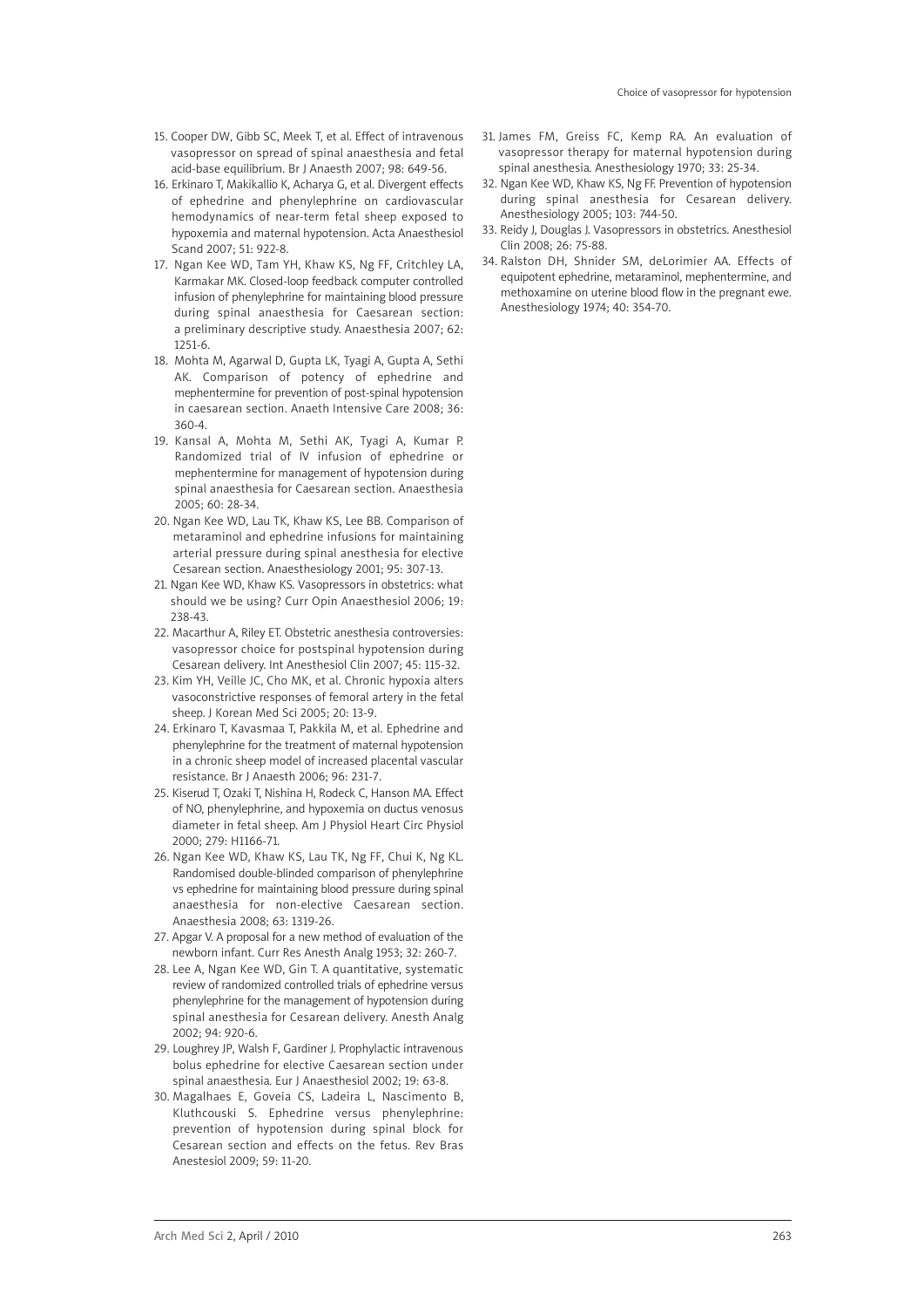15. Cooper DW, Gibb SC, Meek T, et al. Effect of intravenous vasopressor on spread of spinal anaesthesia and fetal acid-base equilibrium. Br J Anaesth 2007; 98: 649-56.
16. Erkinaro T, Makikallio K, Acharya G, et al. Divergent effects of ephedrine and phenylephrine on cardiovascular hemodynamics of near-term fetal sheep exposed to hypoxemia and maternal hypotension. Acta Anaesthesiol Scand 2007; 51: 922-8.
17. Ngan Kee WD, Tam YH, Khaw KS, Ng FF, Critchley LA, Karmakar MK. Closed-loop feedback computer controlled infusion of phenylephrine for maintaining blood pressure during spinal anaesthesia for Caesarean section: a preliminary descriptive study. Anaesthesia 2007; 62: 1251-6.
18. Mohta M, Agarwal D, Gupta LK, Tyagi A, Gupta A, Sethi AK. Comparison of potency of ephedrine and mephentermine for prevention of post-spinal hypotension in caesarean section. Anaeth Intensive Care 2008; 36: 360-4.
19. Kansal A, Mohta M, Sethi AK, Tyagi A, Kumar P. Randomized trial of IV infusion of ephedrine or mephentermine for management of hypotension during spinal anaesthesia for Caesarean section. Anaesthesia 2005; 60: 28-34.
20. Ngan Kee WD, Lau TK, Khaw KS, Lee BB. Comparison of metaraminol and ephedrine infusions for maintaining arterial pressure during spinal anesthesia for elective Cesarean section. Anaesthesiology 2001; 95: 307-13.
21. Ngan Kee WD, Khaw KS. Vasopressors in obstetrics: what should we be using? Curr Opin Anaesthesiol 2006; 19: 238-43.
22. Macarthur A, Riley ET. Obstetric anesthesia controversies: vasopressor choice for postspinal hypotension during Cesarean delivery. Int Anesthesiol Clin 2007; 45: 115-32.
23. Kim YH, Veille JC, Cho MK, et al. Chronic hypoxia alters vasoconstrictive responses of femoral artery in the fetal sheep. J Korean Med Sci 2005; 20: 13-9.
24. Erkinaro T, Kavasmaa T, Pakkila M, et al. Ephedrine and phenylephrine for the treatment of maternal hypotension in a chronic sheep model of increased placental vascular resistance. Br J Anaesth 2006; 96: 231-7.
25. Kiserud T, Ozaki T, Nishina H, Rodeck C, Hanson MA. Effect of NO, phenylephrine, and hypoxemia on ductus venosus diameter in fetal sheep. Am J Physiol Heart Circ Physiol 2000; 279: H1166-71.
26. Ngan Kee WD, Khaw KS, Lau TK, Ng FF, Chui K, Ng KL. Randomised double-blinded comparison of phenylephrine vs ephedrine for maintaining blood pressure during spinal anaesthesia for non-elective Caesarean section. Anaesthesia 2008; 63: 1319-26.
27. Apgar V. A proposal for a new method of evaluation of the newborn infant. Curr Res Anesth Analg 1953; 32: 260-7.
28. Lee A, Ngan Kee WD, Gin T. A quantitative, systematic review of randomized controlled trials of ephedrine versus phenylephrine for the management of hypotension during spinal anesthesia for Cesarean delivery. Anesth Analg 2002; 94: 920-6.
29. Loughrey JP, Walsh F, Gardiner J. Prophylactic intravenous bolus ephedrine for elective Caesarean section under spinal anaesthesia. Eur J Anaesthesiol 2002; 19: 63-8.
30. Magalhaes E, Goveia CS, Ladeira L, Nascimento B, Kluthcouski S. Ephedrine versus phenylephrine: prevention of hypotension during spinal block for Cesarean section and effects on the fetus. Rev Bras Anestesiol 2009; 59: 11-20.
31. James FM, Greiss FC, Kemp RA. An evaluation of vasopressor therapy for maternal hypotension during spinal anesthesia. Anesthesiology 1970; 33: 25-34.
32. Ngan Kee WD, Khaw KS, Ng FF. Prevention of hypotension during spinal anesthesia for Cesarean delivery. Anesthesiology 2005; 103: 744-50.
33. Reidy J, Douglas J. Vasopressors in obstetrics. Anesthesiol Clin 2008; 26: 75-88.
34. Ralston DH, Shnider SM, deLorimier AA. Effects of equipotent ephedrine, metaraminol, mephentermine, and methoxamine on uterine blood flow in the pregnant ewe. Anesthesiology 1974; 40: 354-70.